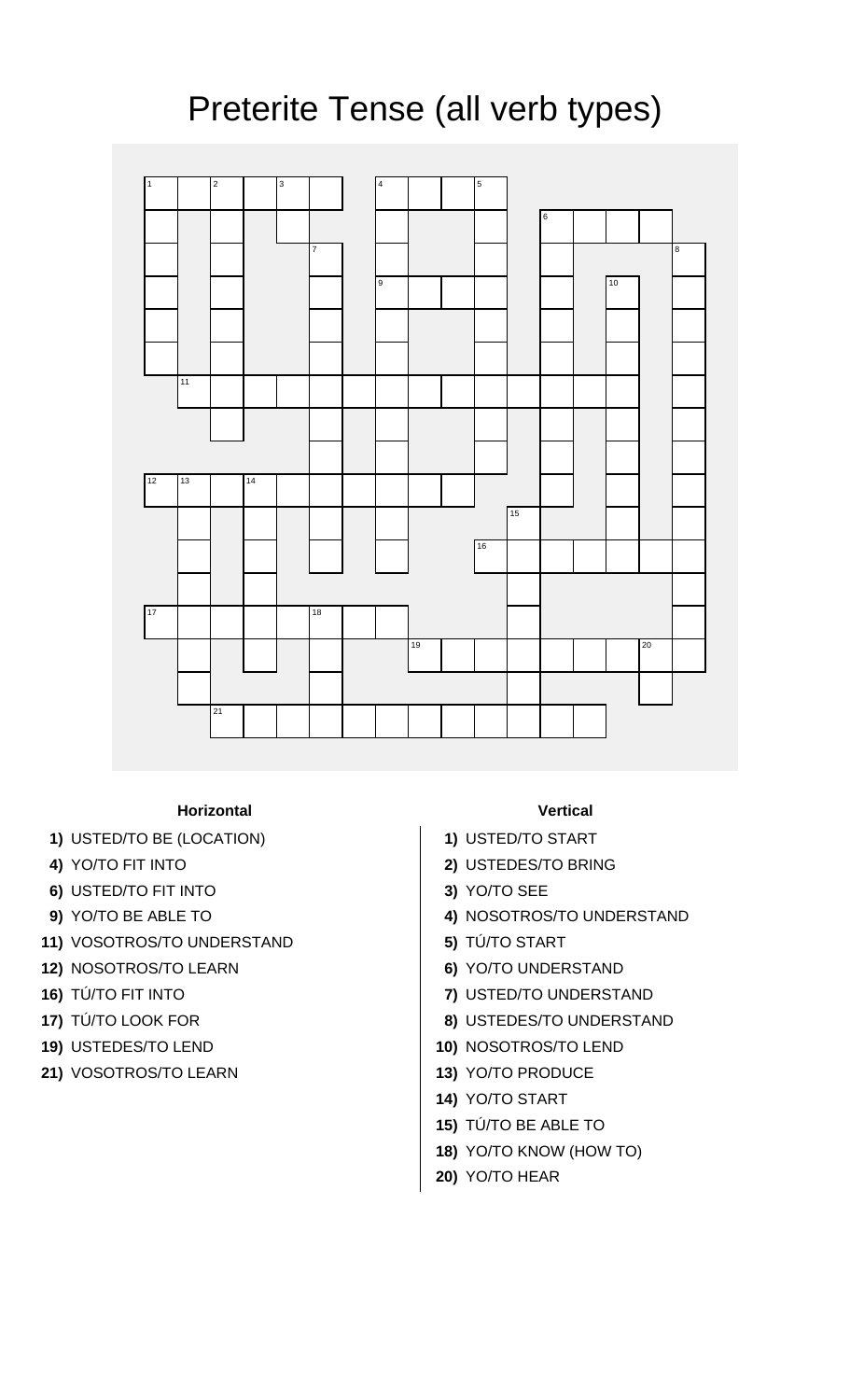# Preterite Tense (all verb types)

### Horizontal

**1)** USTED/TO BE (LOCATION)
**4)** YO/TO FIT INTO
**6)** USTED/TO FIT INTO
**9)** YO/TO BE ABLE TO
**11)** VOSOTROS/TO UNDERSTAND
**12)** NOSOTROS/TO LEARN
**16)** TÚ/TO FIT INTO
**17)** TÚ/TO LOOK FOR
**19)** USTEDES/TO LEND
**21)** VOSOTROS/TO LEARN

### Vertical

**1)** USTED/TO START
**2)** USTEDES/TO BRING
**3)** YO/TO SEE
**4)** NOSOTROS/TO UNDERSTAND
**5)** TÚ/TO START
**6)** YO/TO UNDERSTAND
**7)** USTED/TO UNDERSTAND
**8)** USTEDES/TO UNDERSTAND
**10)** NOSOTROS/TO LEND
**13)** YO/TO PRODUCE
**14)** YO/TO START
**15)** TÚ/TO BE ABLE TO
**18)** YO/TO KNOW (HOW TO)
**20)** YO/TO HEAR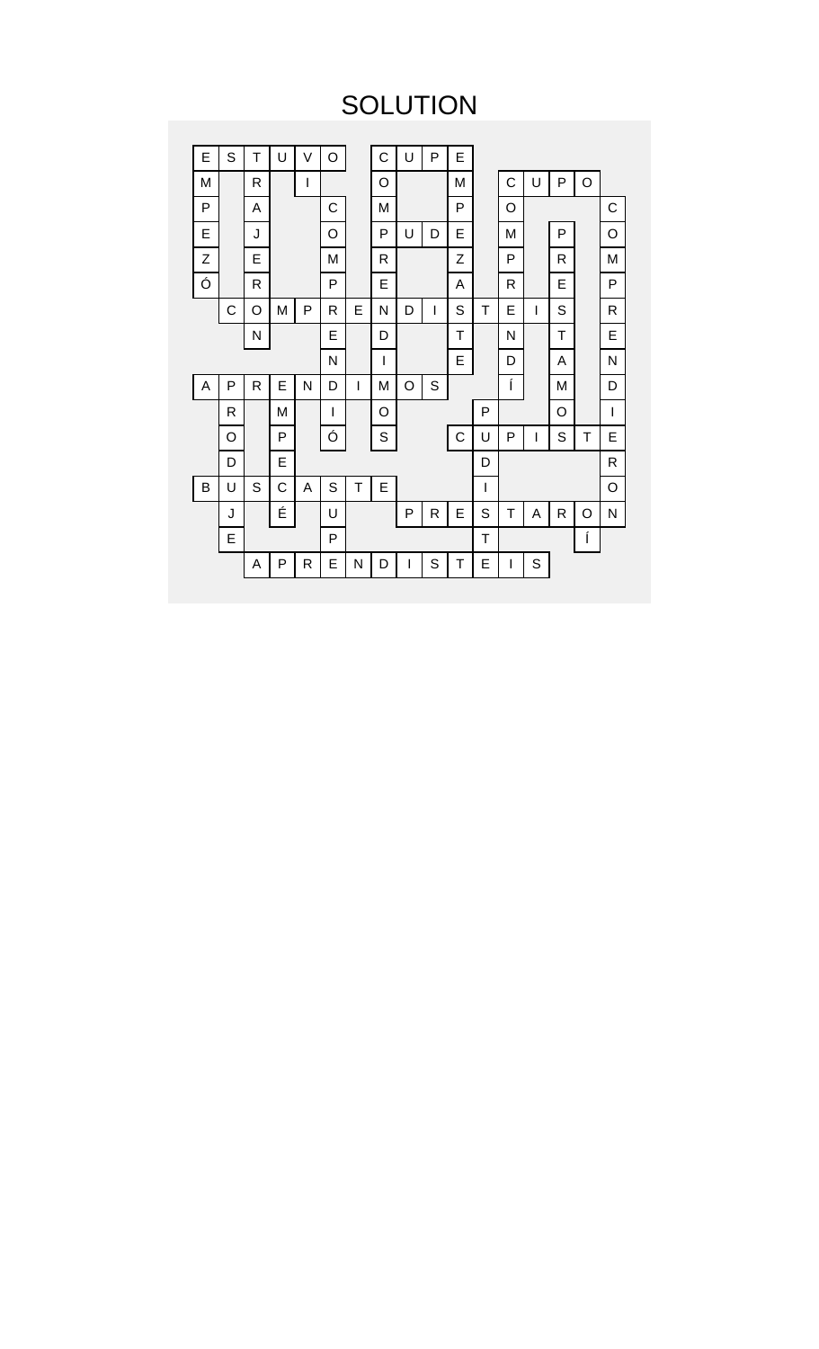# SOLUTION

| | | | | | | | | | | | | | | | | |
|---|---|---|---|---|---|---|---|---|---|---|---|---|---|---|---|---|
| E | S | T | U | V | O | | C | U | P | E | | | | | | |
| M | | R | | I | | | O | | | M | | C | U | P | O | |
| P | | A | | | C | | M | | | P | | O | | | | C |
| E | | J | | | O | | P | U | D | E | | M | | P | | O |
| Z | | E | | | M | | R | | | Z | | P | | R | | M |
| Ó | | R | | | P | | E | | | A | | R | | E | | P |
| | C | O | M | P | R | E | N | D | I | S | T | E | I | S | | R |
| | | N | | | E | | D | | | T | | N | | T | | E |
| | | | | | N | | I | | | E | | D | | A | | N |
| A | P | R | E | N | D | I | M | O | S | | | Í | | M | | D |
| | R | | M | | I | | O | | | | P | | | O | | I |
| | O | | P | | Ó | | S | | | C | U | P | I | S | T | E |
| | D | | E | | | | | | | | D | | | | | R |
| B | U | S | C | A | S | T | E | | | | I | | | | | O |
| | J | | É | | U | | | P | R | E | S | T | A | R | O | N |
| | E | | | | P | | | | | | T | | | | Í | |
| | | A | P | R | E | N | D | I | S | T | E | I | S | | | |